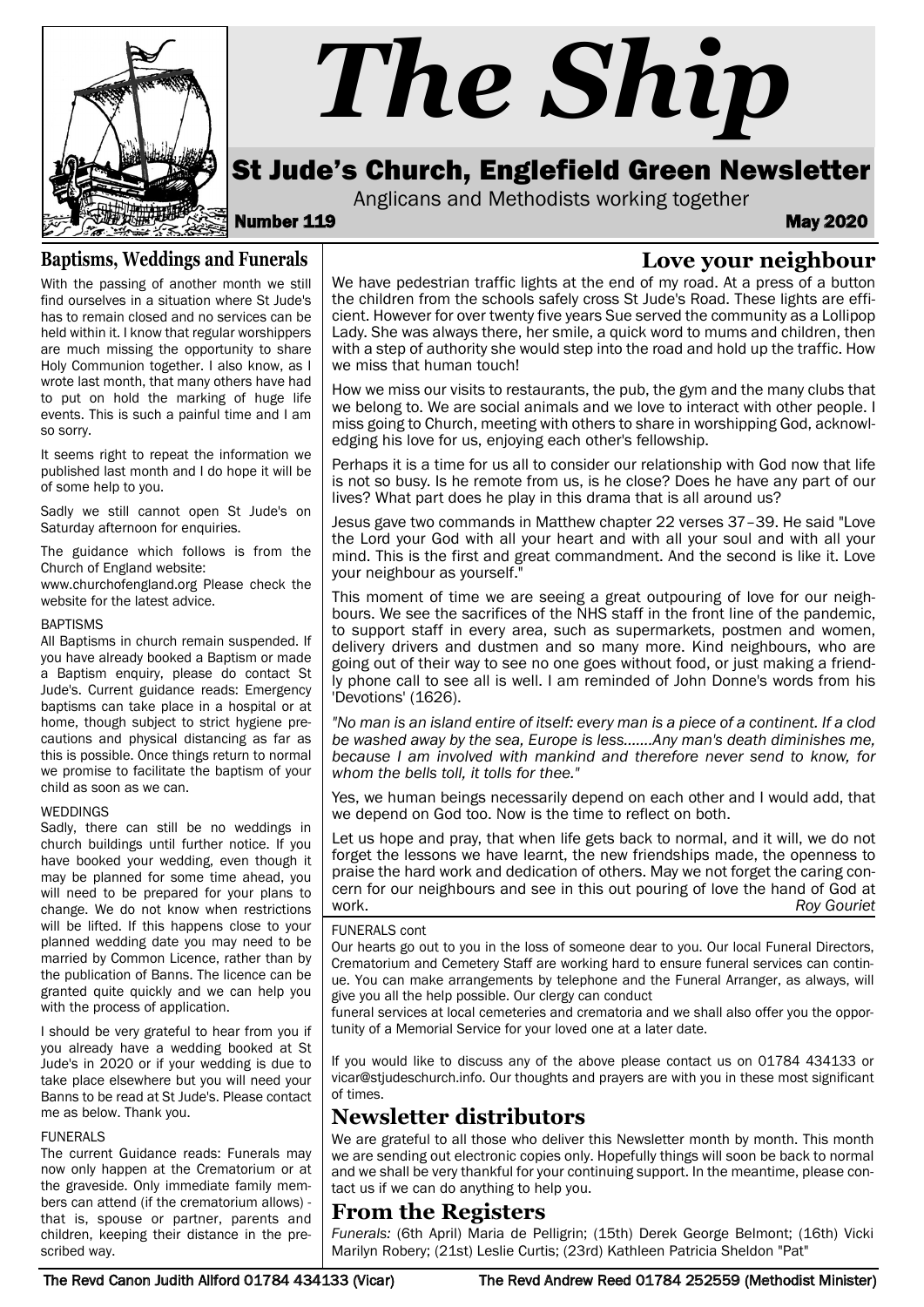# *The Ship*

## St Jude's Church, Englefield Green Newsletter

Anglicans and Methodists working together

**Number 119** **May 2020**

## Baptisms, Weddings and Funerals

With the passing of another month we still find ourselves in a situation where St Jude's has to remain closed and no services can be held within it. I know that regular worshippers are much missing the opportunity to share Holy Communion together. I also know, as I wrote last month, that many others have had to put on hold the marking of huge life events. This is such a painful time and I am so sorry.

It seems right to repeat the information we published last month and I do hope it will be of some help to you.

Sadly we still cannot open St Jude's on Saturday afternoon for enquiries.

The guidance which follows is from the Church of England website:
www.churchofengland.org Please check the website for the latest advice.

BAPTISMS
All Baptisms in church remain suspended. If you have already booked a Baptism or made a Baptism enquiry, please do contact St Jude's. Current guidance reads: Emergency baptisms can take place in a hospital or at home, though subject to strict hygiene precautions and physical distancing as far as this is possible. Once things return to normal we promise to facilitate the baptism of your child as soon as we can.

WEDDINGS
Sadly, there can still be no weddings in church buildings until further notice. If you have booked your wedding, even though it may be planned for some time ahead, you will need to be prepared for your plans to change. We do not know when restrictions will be lifted. If this happens close to your planned wedding date you may need to be married by Common Licence, rather than by the publication of Banns. The licence can be granted quite quickly and we can help you with the process of application.

I should be very grateful to hear from you if you already have a wedding booked at St Jude's in 2020 or if your wedding is due to take place elsewhere but you will need your Banns to be read at St Jude's. Please contact me as below. Thank you.

FUNERALS
The current Guidance reads: Funerals may now only happen at the Crematorium or at the graveside. Only immediate family members can attend (if the crematorium allows) - that is, spouse or partner, parents and children, keeping their distance in the prescribed way.

FUNERALS cont
Our hearts go out to you in the loss of someone dear to you. Our local Funeral Directors, Crematorium and Cemetery Staff are working hard to ensure funeral services can continue. You can make arrangements by telephone and the Funeral Arranger, as always, will give you all the help possible. Our clergy can conduct
funeral services at local cemeteries and crematoria and we shall also offer you the opportunity of a Memorial Service for your loved one at a later date.

If you would like to discuss any of the above please contact us on 01784 434133 or vicar@stjudeschurch.info. Our thoughts and prayers are with you in these most significant of times.

## Love your neighbour

We have pedestrian traffic lights at the end of my road. At a press of a button the children from the schools safely cross St Jude's Road. These lights are efficient. However for over twenty five years Sue served the community as a Lollipop Lady. She was always there, her smile, a quick word to mums and children, then with a step of authority she would step into the road and hold up the traffic. How we miss that human touch!

How we miss our visits to restaurants, the pub, the gym and the many clubs that we belong to. We are social animals and we love to interact with other people. I miss going to Church, meeting with others to share in worshipping God, acknowledging his love for us, enjoying each other's fellowship.

Perhaps it is a time for us all to consider our relationship with God now that life is not so busy. Is he remote from us, is he close? Does he have any part of our lives? What part does he play in this drama that is all around us?

Jesus gave two commands in Matthew chapter 22 verses 37–39. He said "Love the Lord your God with all your heart and with all your soul and with all your mind. This is the first and great commandment. And the second is like it. Love your neighbour as yourself."

This moment of time we are seeing a great outpouring of love for our neighbours. We see the sacrifices of the NHS staff in the front line of the pandemic, to support staff in every area, such as supermarkets, postmen and women, delivery drivers and dustmen and so many more. Kind neighbours, who are going out of their way to see no one goes without food, or just making a friendly phone call to see all is well. I am reminded of John Donne's words from his 'Devotions' (1626).

*"No man is an island entire of itself: every man is a piece of a continent. If a clod be washed away by the sea, Europe is less.......Any man's death diminishes me, because I am involved with mankind and therefore never send to know, for whom the bells toll, it tolls for thee."*

Yes, we human beings necessarily depend on each other and I would add, that we depend on God too. Now is the time to reflect on both.

Let us hope and pray, that when life gets back to normal, and it will, we do not forget the lessons we have learnt, the new friendships made, the openness to praise the hard work and dedication of others. May we not forget the caring concern for our neighbours and see in this out pouring of love the hand of God at work.

*Roy Gouriet*

## Newsletter distributors

We are grateful to all those who deliver this Newsletter month by month. This month we are sending out electronic copies only. Hopefully things will soon be back to normal and we shall be very thankful for your continuing support. In the meantime, please contact us if we can do anything to help you.

## From the Registers

*Funerals:* (6th April) Maria de Pelligrin; (15th) Derek George Belmont; (16th) Vicki Marilyn Robery; (21st) Leslie Curtis; (23rd) Kathleen Patricia Sheldon "Pat"

The Revd Canon Judith Allford 01784 434133 (Vicar) The Revd Andrew Reed 01784 252559 (Methodist Minister)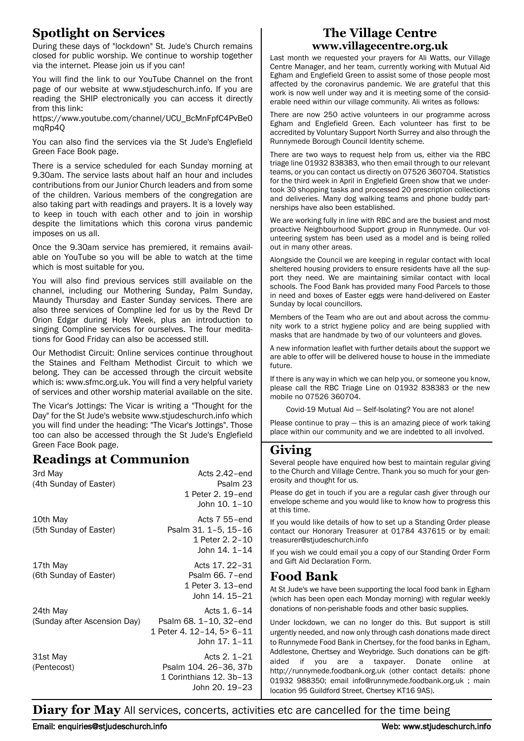## Spotlight on Services

During these days of "lockdown" St. Jude's Church remains closed for public worship. We continue to worship together via the internet. Please join us if you can!

You will find the link to our YouTube Channel on the front page of our website at www.stjudeschurch.info. If you are reading the SHIP electronically you can access it directly from this link:
https://www.youtube.com/channel/UCU_BcMnFpfC4PvBe0mqRp4Q

You can also find the services via the St Jude's Englefield Green Face Book page.

There is a service scheduled for each Sunday morning at 9.30am. The service lasts about half an hour and includes contributions from our Junior Church leaders and from some of the children. Various members of the congregation are also taking part with readings and prayers. It is a lovely way to keep in touch with each other and to join in worship despite the limitations which this corona virus pandemic imposes on us all.

Once the 9.30am service has premiered, it remains available on YouTube so you will be able to watch at the time which is most suitable for you.

You will also find previous services still available on the channel, including our Mothering Sunday, Palm Sunday, Maundy Thursday and Easter Sunday services. There are also three services of Compline led for us by the Revd Dr Orion Edgar during Holy Week, plus an introduction to singing Compline services for ourselves. The four meditations for Good Friday can also be accessed still.

Our Methodist Circuit: Online services continue throughout the Staines and Feltham Methodist Circuit to which we belong. They can be accessed through the circuit website which is: www.sfmc.org.uk. You will find a very helpful variety of services and other worship material available on the site.

The Vicar's Jottings: The Vicar is writing a "Thought for the Day" for the St Jude's website www.stjudeschurch.info which you will find under the heading: "The Vicar's Jottings". Those too can also be accessed through the St Jude's Englefield Green Face Book page.

## Readings at Communion

| | |
|---|---|
| 3rd May (4th Sunday of Easter) | Acts 2.42–end<br>Psalm 23<br>1 Peter 2. 19–end<br>John 10. 1–10 |
| 10th May (5th Sunday of Easter) | Acts 7 55–end<br>Psalm 31. 1–5, 15–16<br>1 Peter 2. 2–10<br>John 14. 1–14 |
| 17th May (6th Sunday of Easter) | Acts 17. 22–31<br>Psalm 66. 7–end<br>1 Peter 3. 13–end<br>John 14. 15–21 |
| 24th May (Sunday after Ascension Day) | Acts 1. 6–14<br>Psalm 68. 1–10, 32–end<br>1 Peter 4. 12–14, 5> 6–11<br>John 17. 1–11 |
| 31st May (Pentecost) | Acts 2. 1–21<br>Psalm 104. 26–36, 37b<br>1 Corinthians 12. 3b–13<br>John 20. 19–23 |

## The Village Centre
### www.villagecentre.org.uk

Last month we requested your prayers for Ali Watts, our Village Centre Manager, and her team, currently working with Mutual Aid Egham and Englefield Green to assist some of those people most affected by the coronavirus pandemic. We are grateful that this work is now well under way and it is meeting some of the considerable need within our village community. Ali writes as follows:

There are now 250 active volunteers in our programme across Egham and Englefield Green. Each volunteer has first to be accredited by Voluntary Support North Surrey and also through the Runnymede Borough Council Identity scheme.

There are two ways to request help from us, either via the RBC triage line 01932 838383, who then email through to our relevant teams, or you can contact us directly on 07526 360704. Statistics for the third week in April in Englefield Green show that we undertook 30 shopping tasks and processed 20 prescription collections and deliveries. Many dog walking teams and phone buddy partnerships have also been established.

We are working fully in line with RBC and are the busiest and most proactive Neighbourhood Support group in Runnymede. Our volunteering system has been used as a model and is being rolled out in many other areas.

Alongside the Council we are keeping in regular contact with local sheltered housing providers to ensure residents have all the support they need. We are maintaining similar contact with local schools. The Food Bank has provided many Food Parcels to those in need and boxes of Easter eggs were hand-delivered on Easter Sunday by local councillors.

Members of the Team who are out and about across the community work to a strict hygiene policy and are being supplied with masks that are handmade by two of our volunteers and gloves.

A new information leaflet with further details about the support we are able to offer will be delivered house to house in the immediate future.

If there is any way in which we can help you, or someone you know, please call the RBC Triage Line on 01932 838383 or the new mobile no 07526 360704.

Covid-19 Mutual Aid — Self-Isolating? You are not alone!

Please continue to pray — this is an amazing piece of work taking place within our community and we are indebted to all involved.

## Giving

Several people have enquired how best to maintain regular giving to the Church and Village Centre. Thank you so much for your generosity and thought for us.

Please do get in touch if you are a regular cash giver through our envelope scheme and you would like to know how to progress this at this time.

If you would like details of how to set up a Standing Order please contact our Honorary Treasurer at 01784 437615 or by email: treasurer@stjudeschurch.info

If you wish we could email you a copy of our Standing Order Form and Gift Aid Declaration Form.

## Food Bank

At St Jude's we have been supporting the local food bank in Egham (which has been open each Monday morning) with regular weekly donations of non-perishable foods and other basic supplies.

Under lockdown, we can no longer do this. But support is still urgently needed, and now only through cash donations made direct to Runnymede Food Bank in Chertsey, for the food banks in Egham, Addlestone, Chertsey and Weybridge. Such donations can be gift-aided if you are a taxpayer. Donate online at http://runnymede.foodbank.org.uk (other contact details: phone 01932 988350; email info@runnymede.foodbank.org.uk ; main location 95 Guildford Street, Chertsey KT16 9AS).

## Diary for May

All services, concerts, activities etc are cancelled for the time being

Email: enquiries@stjudeschurch.info Web: www.stjudeschurch.info